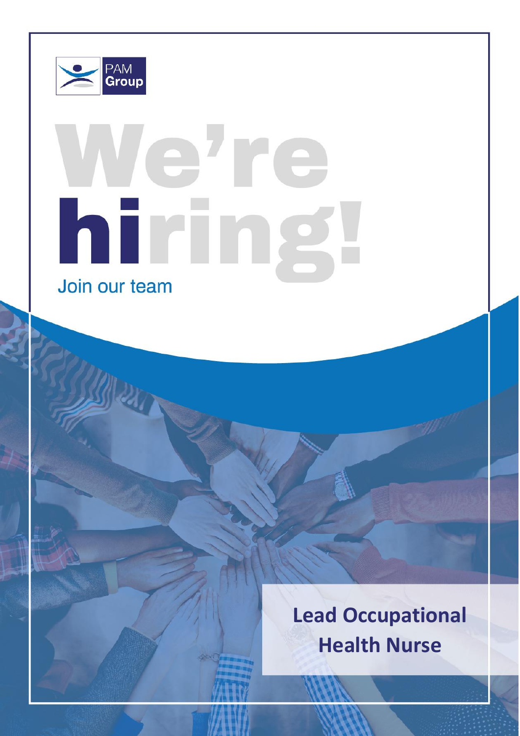PAM Group

# We're hiring!

Join our team

## Lead Occupational Health Nurse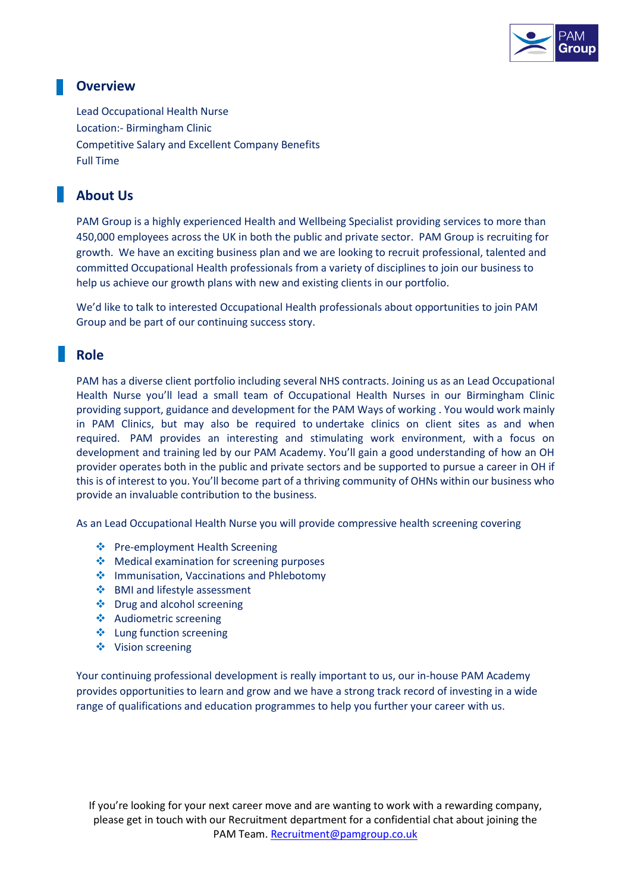## Overview

Lead Occupational Health Nurse
Location:- Birmingham Clinic
Competitive Salary and Excellent Company Benefits
Full Time

## About Us

PAM Group is a highly experienced Health and Wellbeing Specialist providing services to more than 450,000 employees across the UK in both the public and private sector. PAM Group is recruiting for growth. We have an exciting business plan and we are looking to recruit professional, talented and committed Occupational Health professionals from a variety of disciplines to join our business to help us achieve our growth plans with new and existing clients in our portfolio.

We'd like to talk to interested Occupational Health professionals about opportunities to join PAM Group and be part of our continuing success story.

## Role

PAM has a diverse client portfolio including several NHS contracts. Joining us as an Lead Occupational Health Nurse you'll lead a small team of Occupational Health Nurses in our Birmingham Clinic providing support, guidance and development for the PAM Ways of working . You would work mainly in PAM Clinics, but may also be required to undertake clinics on client sites as and when required. PAM provides an interesting and stimulating work environment, with a focus on development and training led by our PAM Academy. You'll gain a good understanding of how an OH provider operates both in the public and private sectors and be supported to pursue a career in OH if this is of interest to you. You'll become part of a thriving community of OHNs within our business who provide an invaluable contribution to the business.

As an Lead Occupational Health Nurse you will provide compressive health screening covering

- Pre-employment Health Screening
- Medical examination for screening purposes
- Immunisation, Vaccinations and Phlebotomy
- BMI and lifestyle assessment
- Drug and alcohol screening
- Audiometric screening
- Lung function screening
- Vision screening

Your continuing professional development is really important to us, our in-house PAM Academy provides opportunities to learn and grow and we have a strong track record of investing in a wide range of qualifications and education programmes to help you further your career with us.

If you're looking for your next career move and are wanting to work with a rewarding company, please get in touch with our Recruitment department for a confidential chat about joining the PAM Team. Recruitment@pamgroup.co.uk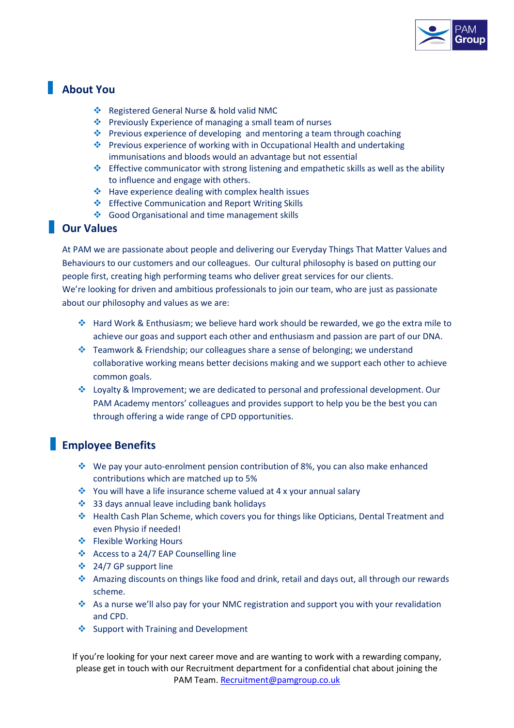## About You

- Registered General Nurse & hold valid NMC
- Previously Experience of managing a small team of nurses
- Previous experience of developing and mentoring a team through coaching
- Previous experience of working with in Occupational Health and undertaking immunisations and bloods would an advantage but not essential
- Effective communicator with strong listening and empathetic skills as well as the ability to influence and engage with others.
- Have experience dealing with complex health issues
- Effective Communication and Report Writing Skills
- Good Organisational and time management skills

## Our Values

At PAM we are passionate about people and delivering our Everyday Things That Matter Values and Behaviours to our customers and our colleagues. Our cultural philosophy is based on putting our people first, creating high performing teams who deliver great services for our clients.
We're looking for driven and ambitious professionals to join our team, who are just as passionate about our philosophy and values as we are:

- Hard Work & Enthusiasm; we believe hard work should be rewarded, we go the extra mile to achieve our goas and support each other and enthusiasm and passion are part of our DNA.
- Teamwork & Friendship; our colleagues share a sense of belonging; we understand collaborative working means better decisions making and we support each other to achieve common goals.
- Loyalty & Improvement; we are dedicated to personal and professional development. Our PAM Academy mentors' colleagues and provides support to help you be the best you can through offering a wide range of CPD opportunities.

## Employee Benefits

- We pay your auto-enrolment pension contribution of 8%, you can also make enhanced contributions which are matched up to 5%
- You will have a life insurance scheme valued at 4 x your annual salary
- 33 days annual leave including bank holidays
- Health Cash Plan Scheme, which covers you for things like Opticians, Dental Treatment and even Physio if needed!
- Flexible Working Hours
- Access to a 24/7 EAP Counselling line
- 24/7 GP support line
- Amazing discounts on things like food and drink, retail and days out, all through our rewards scheme.
- As a nurse we'll also pay for your NMC registration and support you with your revalidation and CPD.
- Support with Training and Development

If you're looking for your next career move and are wanting to work with a rewarding company, please get in touch with our Recruitment department for a confidential chat about joining the PAM Team. Recruitment@pamgroup.co.uk